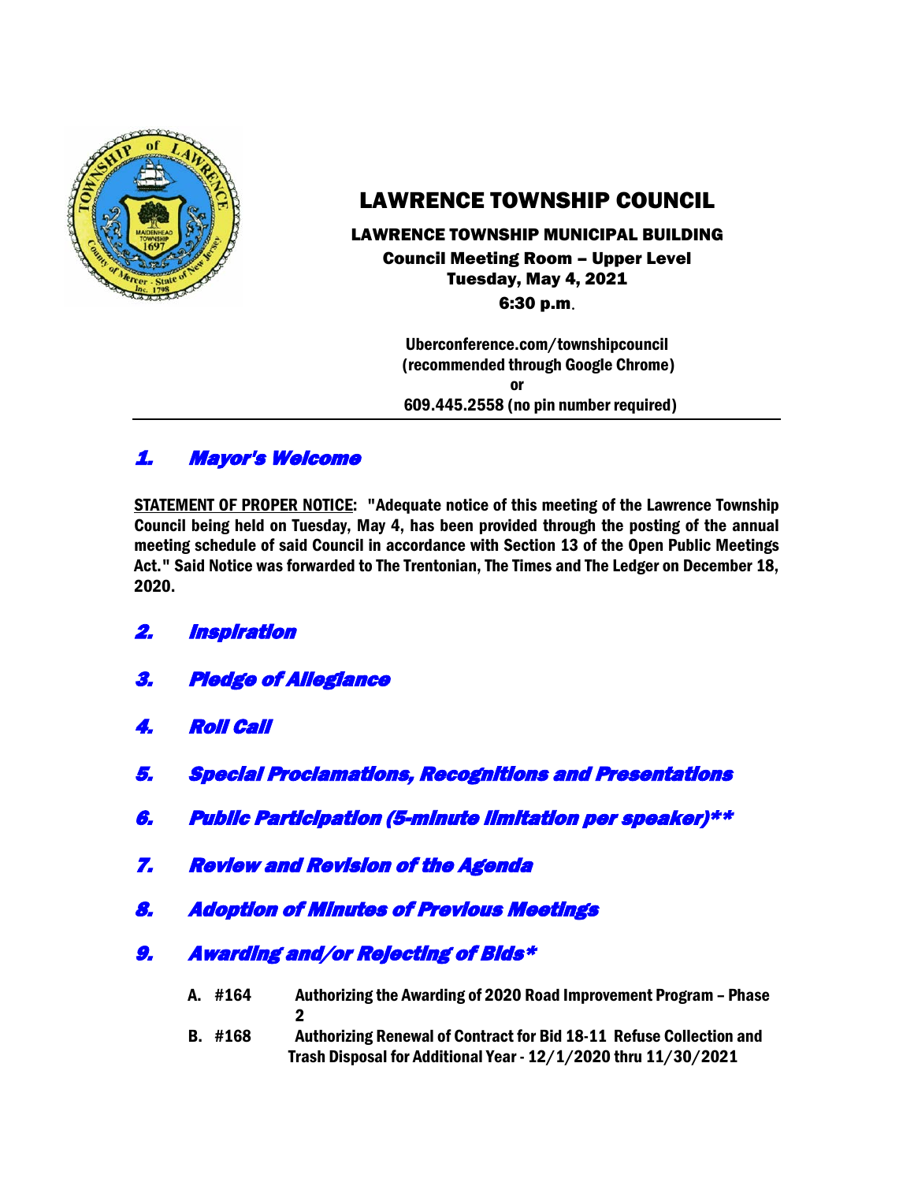# LAWRENCE TOWNSHIP COUNCIL

**LAWRENCE TOWNSHIP MUNICIPAL BUILDING**
**Council Meeting Room – Upper Level**
**Tuesday, May 4, 2021**
**6:30 p.m.**

**Uberconference.com/townshipcouncil**
**(recommended through Google Chrome)**
**or**
**609.445.2558 (no pin number required)**

---

## *1. Mayor's Welcome*

**STATEMENT OF PROPER NOTICE: "Adequate notice of this meeting of the Lawrence Township Council being held on Tuesday, May 4, has been provided through the posting of the annual meeting schedule of said Council in accordance with Section 13 of the Open Public Meetings Act." Said Notice was forwarded to The Trentonian, The Times and The Ledger on December 18, 2020.**

## *2. Inspiration*

## *3. Pledge of Allegiance*

## *4. Roll Call*

## *5. Special Proclamations, Recognitions and Presentations*

## *6. Public Participation (5-minute limitation per speaker)***

## *7. Review and Revision of the Agenda*

## *8. Adoption of Minutes of Previous Meetings*

## *9. Awarding and/or Rejecting of Bids**

**A. #164 Authorizing the Awarding of 2020 Road Improvement Program – Phase 2**

**B. #168 Authorizing Renewal of Contract for Bid 18-11 Refuse Collection and Trash Disposal for Additional Year - 12/1/2020 thru 11/30/2021**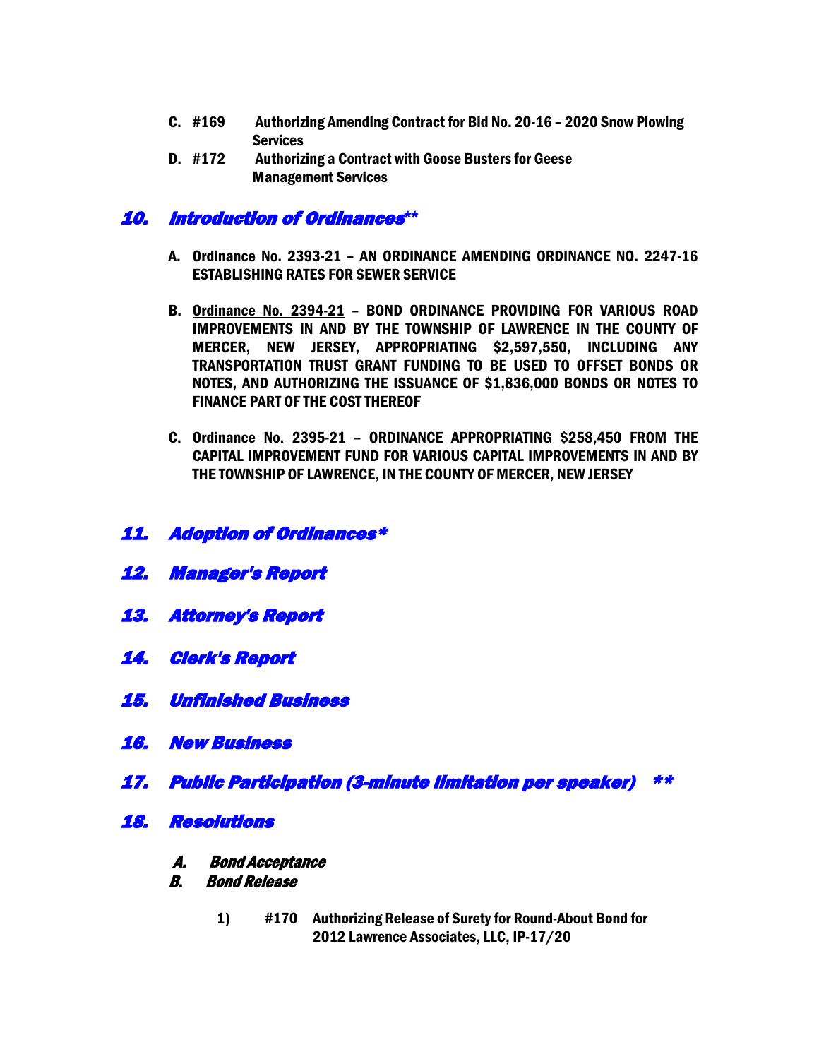C. #169 Authorizing Amending Contract for Bid No. 20-16 – 2020 Snow Plowing Services
D. #172 Authorizing a Contract with Goose Busters for Geese Management Services

## 10. Introduction of Ordinances**

A. Ordinance No. 2393-21 – AN ORDINANCE AMENDING ORDINANCE NO. 2247-16 ESTABLISHING RATES FOR SEWER SERVICE

B. Ordinance No. 2394-21 – BOND ORDINANCE PROVIDING FOR VARIOUS ROAD IMPROVEMENTS IN AND BY THE TOWNSHIP OF LAWRENCE IN THE COUNTY OF MERCER, NEW JERSEY, APPROPRIATING $2,597,550, INCLUDING ANY TRANSPORTATION TRUST GRANT FUNDING TO BE USED TO OFFSET BONDS OR NOTES, AND AUTHORIZING THE ISSUANCE OF $1,836,000 BONDS OR NOTES TO FINANCE PART OF THE COST THEREOF

C. Ordinance No. 2395-21 – ORDINANCE APPROPRIATING $258,450 FROM THE CAPITAL IMPROVEMENT FUND FOR VARIOUS CAPITAL IMPROVEMENTS IN AND BY THE TOWNSHIP OF LAWRENCE, IN THE COUNTY OF MERCER, NEW JERSEY

## 11. Adoption of Ordinances*

## 12. Manager's Report

## 13. Attorney's Report

## 14. Clerk's Report

## 15. Unfinished Business

## 16. New Business

## 17. Public Participation (3-minute limitation per speaker) **

## 18. Resolutions

### A. Bond Acceptance

### B. Bond Release

1) #170 Authorizing Release of Surety for Round-About Bond for 2012 Lawrence Associates, LLC, IP-17/20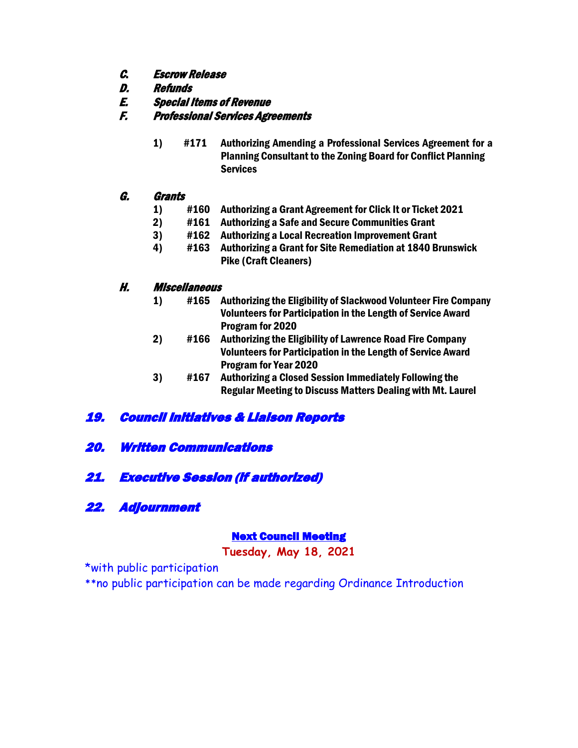*C.* ***Escrow Release***

*D.* ***Refunds***

*E.* ***Special Items of Revenue***

*F.* ***Professional Services Agreements***

1) #171 **Authorizing Amending a Professional Services Agreement for a Planning Consultant to the Zoning Board for Conflict Planning Services**

*G.* ***Grants***

1) #160 **Authorizing a Grant Agreement for Click It or Ticket 2021**
2) #161 **Authorizing a Safe and Secure Communities Grant**
3) #162 **Authorizing a Local Recreation Improvement Grant**
4) #163 **Authorizing a Grant for Site Remediation at 1840 Brunswick Pike (Craft Cleaners)**

*H.* ***Miscellaneous***

1) #165 **Authorizing the Eligibility of Slackwood Volunteer Fire Company Volunteers for Participation in the Length of Service Award Program for 2020**
2) #166 **Authorizing the Eligibility of Lawrence Road Fire Company Volunteers for Participation in the Length of Service Award Program for Year 2020**
3) #167 **Authorizing a Closed Session Immediately Following the Regular Meeting to Discuss Matters Dealing with Mt. Laurel**

## *19. Council Initiatives & Liaison Reports*

## *20. Written Communications*

## *21. Executive Session (if authorized)*

## *22. Adjournment*

**Next Council Meeting**

**Tuesday, May 18, 2021**

*with public participation

**no public participation can be made regarding Ordinance Introduction